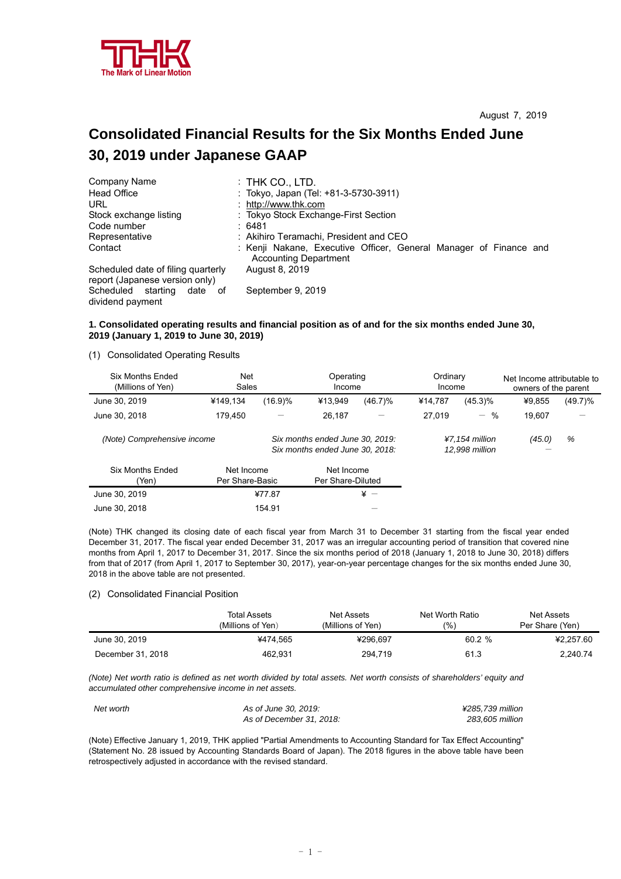THK
The Mark of Linear Motion

August 7, 2019

# Consolidated Financial Results for the Six Months Ended June 30, 2019 under Japanese GAAP

| | |
|---|---|
| Company Name | : THK CO., LTD. |
| Head Office | : Tokyo, Japan (Tel: +81-3-5730-3911) |
| URL | : http://www.thk.com |
| Stock exchange listing | : Tokyo Stock Exchange-First Section |
| Code number | : 6481 |
| Representative | : Akihiro Teramachi, President and CEO |
| Contact | : Kenji Nakane, Executive Officer, General Manager of Finance and Accounting Department |
| Scheduled date of filing quarterly report (Japanese version only) | August 8, 2019 |
| Scheduled starting date of dividend payment | September 9, 2019 |

**1. Consolidated operating results and financial position as of and for the six months ended June 30, 2019 (January 1, 2019 to June 30, 2019)**

(1) Consolidated Operating Results

| Six Months Ended (Millions of Yen) | Net Sales | | Operating Income | | Ordinary Income | | Net Income attributable to owners of the parent | |
|---|---|---|---|---|---|---|---|---|
| June 30, 2019 | ¥149,134 | (16.9)% | ¥13,949 | (46.7)% | ¥14,787 | (45.3)% | ¥9,855 | (49.7)% |
| June 30, 2018 | 179,450 | － | 26,187 | － | 27,019 | － % | 19,607 | － |

*(Note) Comprehensive income* — *Six months ended June 30, 2019: ¥7,154 million (45.0) %*; *Six months ended June 30, 2018: 12,998 million －*

| Six Months Ended (Yen) | Net Income Per Share-Basic | Net Income Per Share-Diluted |
|---|---|---|
| June 30, 2019 | ¥77.87 | ¥ － |
| June 30, 2018 | 154.91 | － |

(Note) THK changed its closing date of each fiscal year from March 31 to December 31 starting from the fiscal year ended December 31, 2017. The fiscal year ended December 31, 2017 was an irregular accounting period of transition that covered nine months from April 1, 2017 to December 31, 2017. Since the six months period of 2018 (January 1, 2018 to June 30, 2018) differs from that of 2017 (from April 1, 2017 to September 30, 2017), year-on-year percentage changes for the six months ended June 30, 2018 in the above table are not presented.

(2) Consolidated Financial Position

| | Total Assets (Millions of Yen) | Net Assets (Millions of Yen) | Net Worth Ratio (%) | Net Assets Per Share (Yen) |
|---|---|---|---|---|
| June 30, 2019 | ¥474,565 | ¥296,697 | 60.2 % | ¥2,257.60 |
| December 31, 2018 | 462,931 | 294,719 | 61.3 | 2,240.74 |

*(Note) Net worth ratio is defined as net worth divided by total assets. Net worth consists of shareholders' equity and accumulated other comprehensive income in net assets.*

| | | |
|---|---|---|
| *Net worth* | *As of June 30, 2019:* | *¥285,739 million* |
| | *As of December 31, 2018:* | *283,605 million* |

(Note) Effective January 1, 2019, THK applied "Partial Amendments to Accounting Standard for Tax Effect Accounting" (Statement No. 28 issued by Accounting Standards Board of Japan). The 2018 figures in the above table have been retrospectively adjusted in accordance with the revised standard.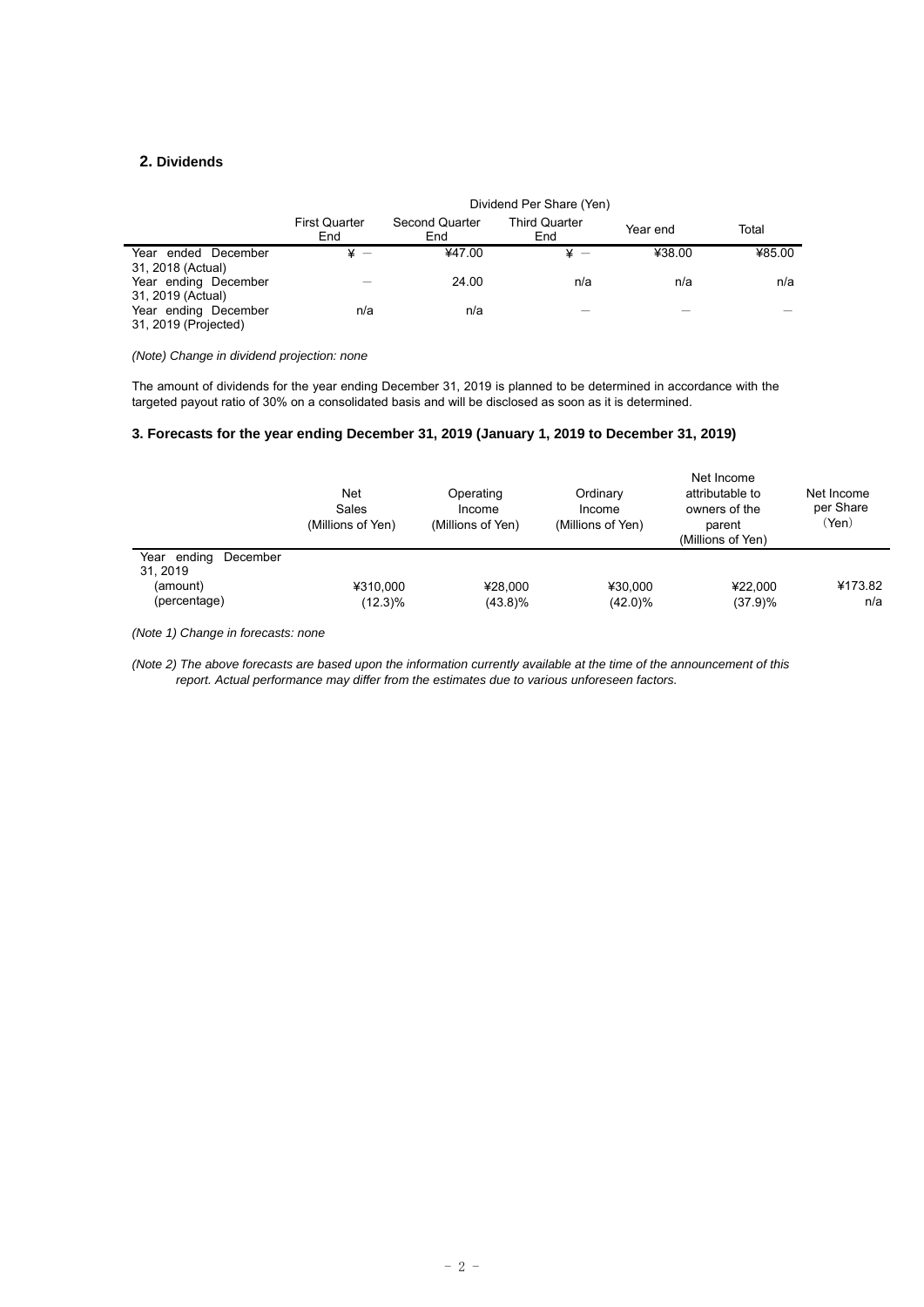## 2. Dividends

| | Dividend Per Share (Yen) | | | | |
|---|---|---|---|---|---|
| | First Quarter End | Second Quarter End | Third Quarter End | Year end | Total |
| Year ended December 31, 2018 (Actual) | ¥ — | ¥47.00 | ¥ — | ¥38.00 | ¥85.00 |
| Year ending December 31, 2019 (Actual) | — | 24.00 | n/a | n/a | n/a |
| Year ending December 31, 2019 (Projected) | n/a | n/a | — | — | — |

*(Note) Change in dividend projection: none*

The amount of dividends for the year ending December 31, 2019 is planned to be determined in accordance with the targeted payout ratio of 30% on a consolidated basis and will be disclosed as soon as it is determined.

## 3. Forecasts for the year ending December 31, 2019 (January 1, 2019 to December 31, 2019)

| | Net Sales (Millions of Yen) | Operating Income (Millions of Yen) | Ordinary Income (Millions of Yen) | Net Income attributable to owners of the parent (Millions of Yen) | Net Income per Share (Yen) |
|---|---|---|---|---|---|
| Year ending December 31, 2019 | | | | | |
| (amount) | ¥310,000 | ¥28,000 | ¥30,000 | ¥22,000 | ¥173.82 |
| (percentage) | (12.3)% | (43.8)% | (42.0)% | (37.9)% | n/a |

*(Note 1) Change in forecasts: none*

*(Note 2) The above forecasts are based upon the information currently available at the time of the announcement of this report. Actual performance may differ from the estimates due to various unforeseen factors.*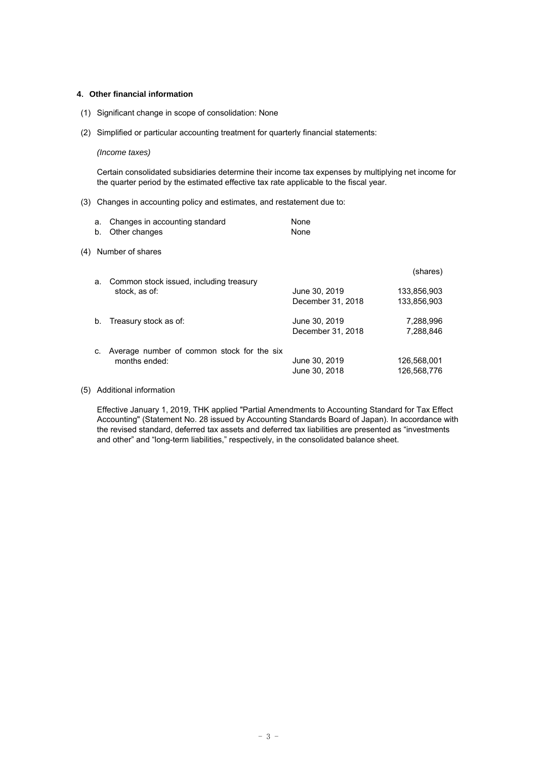## 4. Other financial information

(1) Significant change in scope of consolidation: None

(2) Simplified or particular accounting treatment for quarterly financial statements:

*(Income taxes)*

Certain consolidated subsidiaries determine their income tax expenses by multiplying net income for the quarter period by the estimated effective tax rate applicable to the fiscal year.

(3) Changes in accounting policy and estimates, and restatement due to:

a. Changes in accounting standard None
b. Other changes None

(4) Number of shares

| | | (shares) |
|---|---|---|
| a. Common stock issued, including treasury stock, as of: | June 30, 2019 | 133,856,903 |
| | December 31, 2018 | 133,856,903 |
| b. Treasury stock as of: | June 30, 2019 | 7,288,996 |
| | December 31, 2018 | 7,288,846 |
| c. Average number of common stock for the six months ended: | June 30, 2019 | 126,568,001 |
| | June 30, 2018 | 126,568,776 |

(5) Additional information

Effective January 1, 2019, THK applied "Partial Amendments to Accounting Standard for Tax Effect Accounting" (Statement No. 28 issued by Accounting Standards Board of Japan). In accordance with the revised standard, deferred tax assets and deferred tax liabilities are presented as "investments and other" and "long-term liabilities," respectively, in the consolidated balance sheet.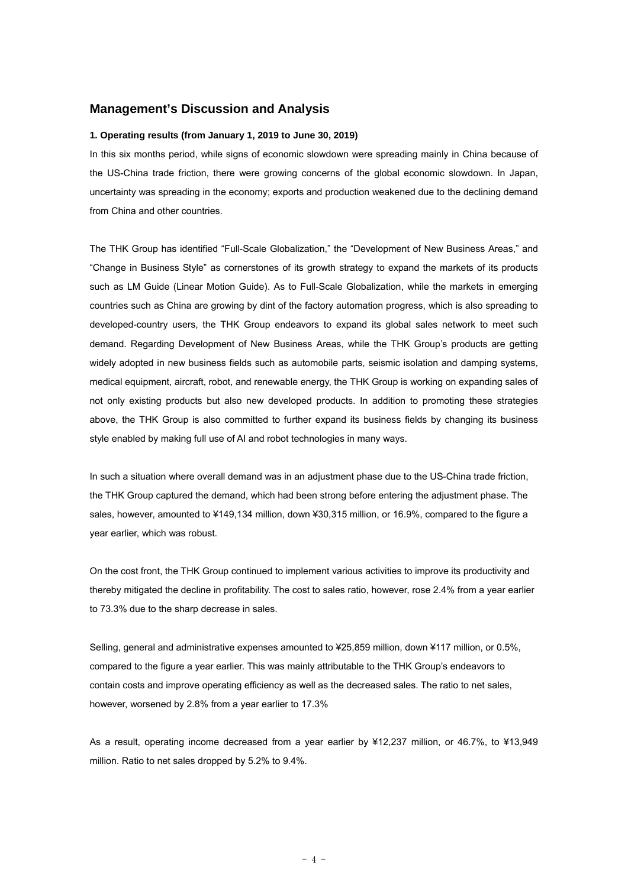## Management's Discussion and Analysis

**1. Operating results (from January 1, 2019 to June 30, 2019)**

In this six months period, while signs of economic slowdown were spreading mainly in China because of the US-China trade friction, there were growing concerns of the global economic slowdown. In Japan, uncertainty was spreading in the economy; exports and production weakened due to the declining demand from China and other countries.

The THK Group has identified "Full-Scale Globalization," the "Development of New Business Areas," and "Change in Business Style" as cornerstones of its growth strategy to expand the markets of its products such as LM Guide (Linear Motion Guide). As to Full-Scale Globalization, while the markets in emerging countries such as China are growing by dint of the factory automation progress, which is also spreading to developed-country users, the THK Group endeavors to expand its global sales network to meet such demand. Regarding Development of New Business Areas, while the THK Group's products are getting widely adopted in new business fields such as automobile parts, seismic isolation and damping systems, medical equipment, aircraft, robot, and renewable energy, the THK Group is working on expanding sales of not only existing products but also new developed products. In addition to promoting these strategies above, the THK Group is also committed to further expand its business fields by changing its business style enabled by making full use of AI and robot technologies in many ways.

In such a situation where overall demand was in an adjustment phase due to the US-China trade friction, the THK Group captured the demand, which had been strong before entering the adjustment phase. The sales, however, amounted to ¥149,134 million, down ¥30,315 million, or 16.9%, compared to the figure a year earlier, which was robust.

On the cost front, the THK Group continued to implement various activities to improve its productivity and thereby mitigated the decline in profitability. The cost to sales ratio, however, rose 2.4% from a year earlier to 73.3% due to the sharp decrease in sales.

Selling, general and administrative expenses amounted to ¥25,859 million, down ¥117 million, or 0.5%, compared to the figure a year earlier. This was mainly attributable to the THK Group's endeavors to contain costs and improve operating efficiency as well as the decreased sales. The ratio to net sales, however, worsened by 2.8% from a year earlier to 17.3%

As a result, operating income decreased from a year earlier by ¥12,237 million, or 46.7%, to ¥13,949 million. Ratio to net sales dropped by 5.2% to 9.4%.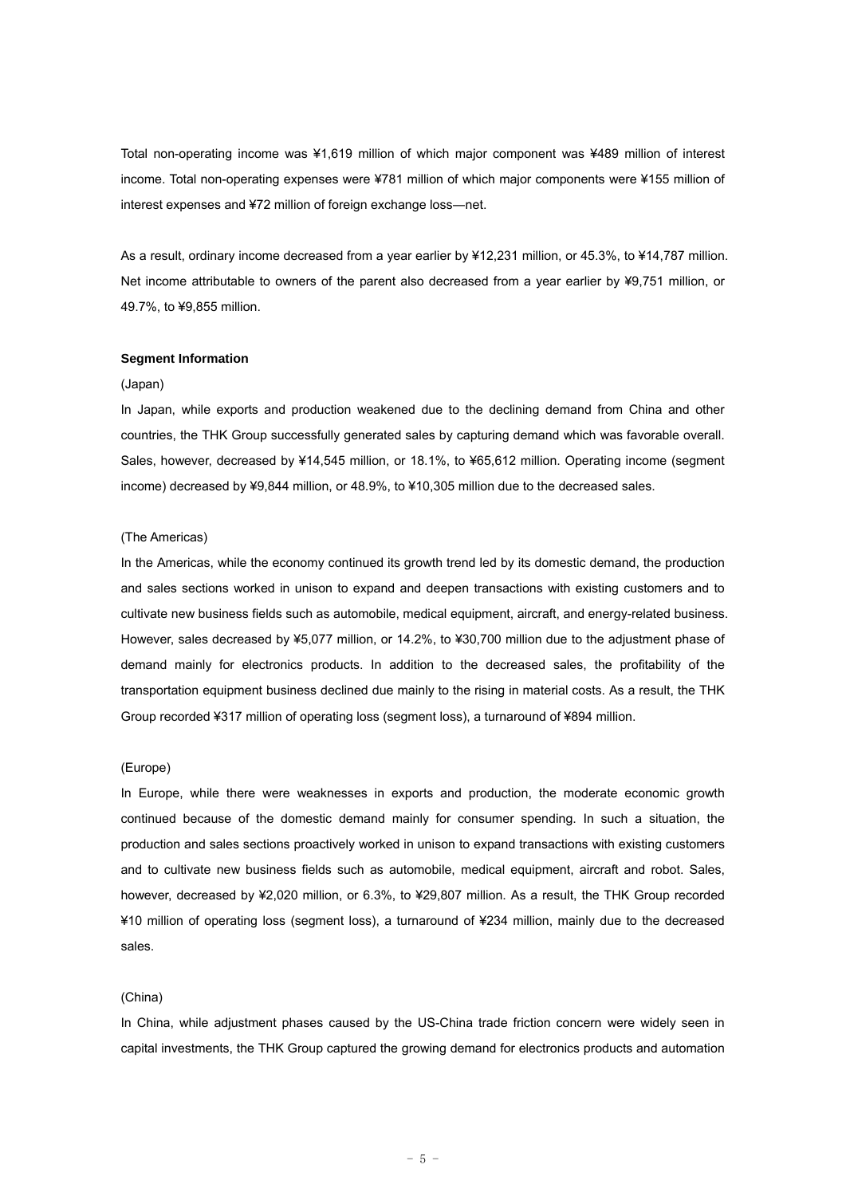Total non-operating income was ¥1,619 million of which major component was ¥489 million of interest income. Total non-operating expenses were ¥781 million of which major components were ¥155 million of interest expenses and ¥72 million of foreign exchange loss—net.

As a result, ordinary income decreased from a year earlier by ¥12,231 million, or 45.3%, to ¥14,787 million. Net income attributable to owners of the parent also decreased from a year earlier by ¥9,751 million, or 49.7%, to ¥9,855 million.

**Segment Information**

(Japan)

In Japan, while exports and production weakened due to the declining demand from China and other countries, the THK Group successfully generated sales by capturing demand which was favorable overall. Sales, however, decreased by ¥14,545 million, or 18.1%, to ¥65,612 million. Operating income (segment income) decreased by ¥9,844 million, or 48.9%, to ¥10,305 million due to the decreased sales.

(The Americas)

In the Americas, while the economy continued its growth trend led by its domestic demand, the production and sales sections worked in unison to expand and deepen transactions with existing customers and to cultivate new business fields such as automobile, medical equipment, aircraft, and energy-related business. However, sales decreased by ¥5,077 million, or 14.2%, to ¥30,700 million due to the adjustment phase of demand mainly for electronics products. In addition to the decreased sales, the profitability of the transportation equipment business declined due mainly to the rising in material costs. As a result, the THK Group recorded ¥317 million of operating loss (segment loss), a turnaround of ¥894 million.

(Europe)

In Europe, while there were weaknesses in exports and production, the moderate economic growth continued because of the domestic demand mainly for consumer spending. In such a situation, the production and sales sections proactively worked in unison to expand transactions with existing customers and to cultivate new business fields such as automobile, medical equipment, aircraft and robot. Sales, however, decreased by ¥2,020 million, or 6.3%, to ¥29,807 million. As a result, the THK Group recorded ¥10 million of operating loss (segment loss), a turnaround of ¥234 million, mainly due to the decreased sales.

(China)

In China, while adjustment phases caused by the US-China trade friction concern were widely seen in capital investments, the THK Group captured the growing demand for electronics products and automation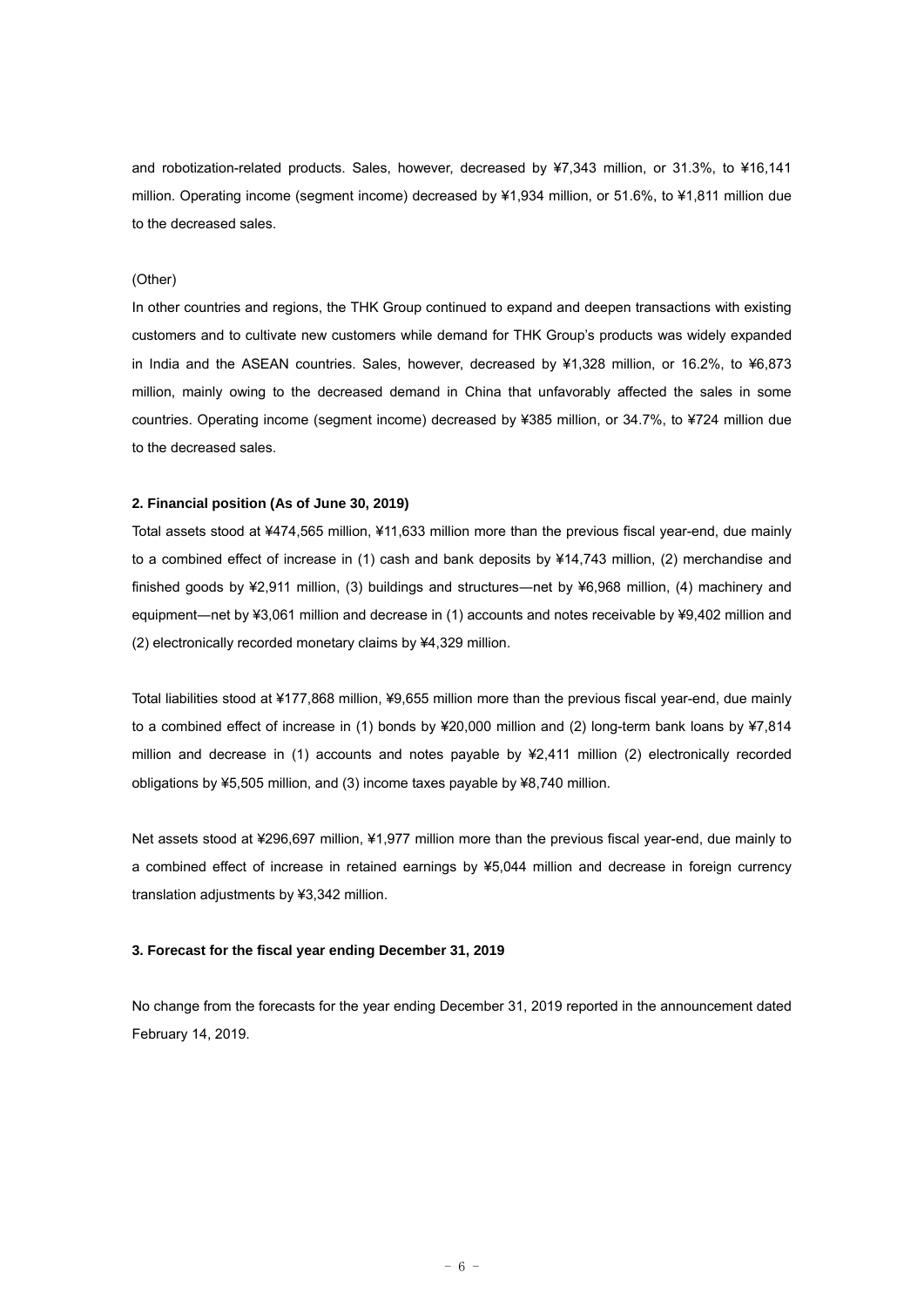and robotization-related products. Sales, however, decreased by ¥7,343 million, or 31.3%, to ¥16,141 million. Operating income (segment income) decreased by ¥1,934 million, or 51.6%, to ¥1,811 million due to the decreased sales.

(Other)

In other countries and regions, the THK Group continued to expand and deepen transactions with existing customers and to cultivate new customers while demand for THK Group's products was widely expanded in India and the ASEAN countries. Sales, however, decreased by ¥1,328 million, or 16.2%, to ¥6,873 million, mainly owing to the decreased demand in China that unfavorably affected the sales in some countries. Operating income (segment income) decreased by ¥385 million, or 34.7%, to ¥724 million due to the decreased sales.

**2. Financial position (As of June 30, 2019)**

Total assets stood at ¥474,565 million, ¥11,633 million more than the previous fiscal year-end, due mainly to a combined effect of increase in (1) cash and bank deposits by ¥14,743 million, (2) merchandise and finished goods by ¥2,911 million, (3) buildings and structures—net by ¥6,968 million, (4) machinery and equipment—net by ¥3,061 million and decrease in (1) accounts and notes receivable by ¥9,402 million and (2) electronically recorded monetary claims by ¥4,329 million.

Total liabilities stood at ¥177,868 million, ¥9,655 million more than the previous fiscal year-end, due mainly to a combined effect of increase in (1) bonds by ¥20,000 million and (2) long-term bank loans by ¥7,814 million and decrease in (1) accounts and notes payable by ¥2,411 million (2) electronically recorded obligations by ¥5,505 million, and (3) income taxes payable by ¥8,740 million.

Net assets stood at ¥296,697 million, ¥1,977 million more than the previous fiscal year-end, due mainly to a combined effect of increase in retained earnings by ¥5,044 million and decrease in foreign currency translation adjustments by ¥3,342 million.

**3. Forecast for the fiscal year ending December 31, 2019**

No change from the forecasts for the year ending December 31, 2019 reported in the announcement dated February 14, 2019.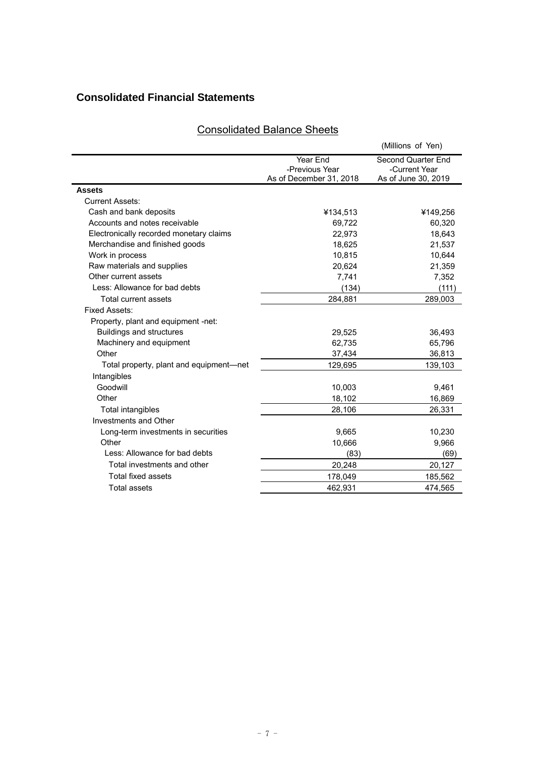## Consolidated Financial Statements

### Consolidated Balance Sheets

(Millions of Yen)

| | Year End -Previous Year As of December 31, 2018 | Second Quarter End -Current Year As of June 30, 2019 |
|---|---|---|
| **Assets** | | |
| Current Assets: | | |
| Cash and bank deposits | ¥134,513 | ¥149,256 |
| Accounts and notes receivable | 69,722 | 60,320 |
| Electronically recorded monetary claims | 22,973 | 18,643 |
| Merchandise and finished goods | 18,625 | 21,537 |
| Work in process | 10,815 | 10,644 |
| Raw materials and supplies | 20,624 | 21,359 |
| Other current assets | 7,741 | 7,352 |
| Less: Allowance for bad debts | (134) | (111) |
| Total current assets | 284,881 | 289,003 |
| Fixed Assets: | | |
| Property, plant and equipment -net: | | |
| Buildings and structures | 29,525 | 36,493 |
| Machinery and equipment | 62,735 | 65,796 |
| Other | 37,434 | 36,813 |
| Total property, plant and equipment—net | 129,695 | 139,103 |
| Intangibles | | |
| Goodwill | 10,003 | 9,461 |
| Other | 18,102 | 16,869 |
| Total intangibles | 28,106 | 26,331 |
| Investments and Other | | |
| Long-term investments in securities | 9,665 | 10,230 |
| Other | 10,666 | 9,966 |
| Less: Allowance for bad debts | (83) | (69) |
| Total investments and other | 20,248 | 20,127 |
| Total fixed assets | 178,049 | 185,562 |
| Total assets | 462,931 | 474,565 |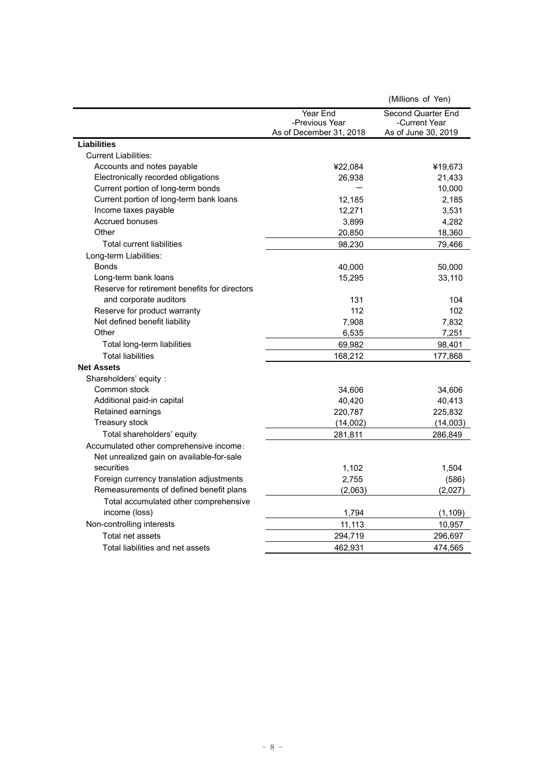(Millions of Yen)

| | Year End -Previous Year As of December 31, 2018 | Second Quarter End -Current Year As of June 30, 2019 |
|---|---|---|
| **Liabilities** | | |
| Current Liabilities: | | |
| Accounts and notes payable | ¥22,084 | ¥19,673 |
| Electronically recorded obligations | 26,938 | 21,433 |
| Current portion of long-term bonds | ― | 10,000 |
| Current portion of long-term bank loans | 12,185 | 2,185 |
| Income taxes payable | 12,271 | 3,531 |
| Accrued bonuses | 3,899 | 4,282 |
| Other | 20,850 | 18,360 |
| Total current liabilities | 98,230 | 79,466 |
| Long-term Liabilities: | | |
| Bonds | 40,000 | 50,000 |
| Long-term bank loans | 15,295 | 33,110 |
| Reserve for retirement benefits for directors and corporate auditors | 131 | 104 |
| Reserve for product warranty | 112 | 102 |
| Net defined benefit liability | 7,908 | 7,832 |
| Other | 6,535 | 7,251 |
| Total long-term liabilities | 69,982 | 98,401 |
| Total liabilities | 168,212 | 177,868 |
| **Net Assets** | | |
| Shareholders' equity : | | |
| Common stock | 34,606 | 34,606 |
| Additional paid-in capital | 40,420 | 40,413 |
| Retained earnings | 220,787 | 225,832 |
| Treasury stock | (14,002) | (14,003) |
| Total shareholders' equity | 281,811 | 286,849 |
| Accumulated other comprehensive income: | | |
| Net unrealized gain on available-for-sale securities | 1,102 | 1,504 |
| Foreign currency translation adjustments | 2,755 | (586) |
| Remeasurements of defined benefit plans | (2,063) | (2,027) |
| Total accumulated other comprehensive income (loss) | 1,794 | (1,109) |
| Non-controlling interests | 11,113 | 10,957 |
| Total net assets | 294,719 | 296,697 |
| Total liabilities and net assets | 462,931 | 474,565 |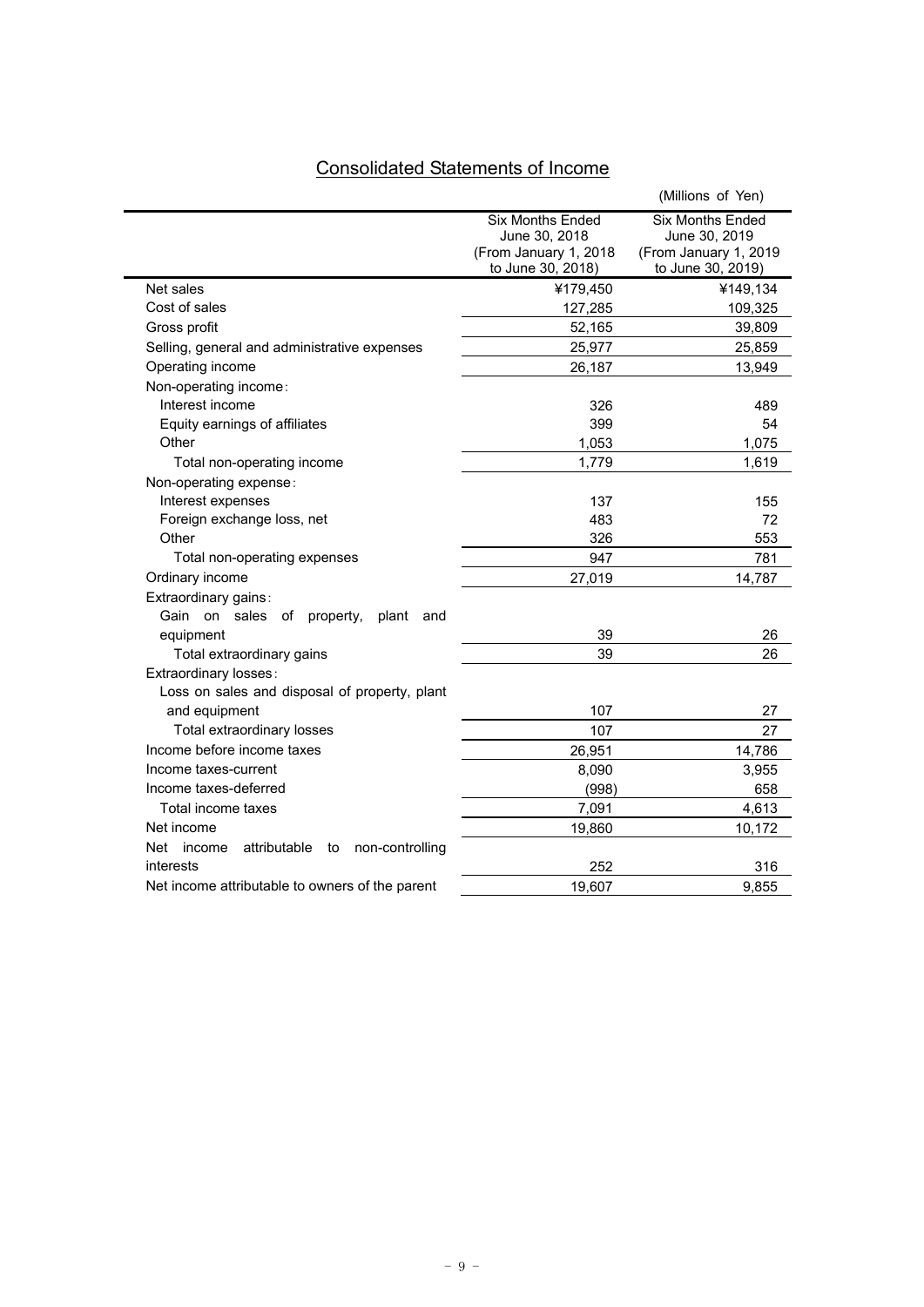## Consolidated Statements of Income

(Millions of Yen)

| | Six Months Ended June 30, 2018 (From January 1, 2018 to June 30, 2018) | Six Months Ended June 30, 2019 (From January 1, 2019 to June 30, 2019) |
|---|---|---|
| Net sales | ¥179,450 | ¥149,134 |
| Cost of sales | 127,285 | 109,325 |
| Gross profit | 52,165 | 39,809 |
| Selling, general and administrative expenses | 25,977 | 25,859 |
| Operating income | 26,187 | 13,949 |
| Non-operating income: | | |
| Interest income | 326 | 489 |
| Equity earnings of affiliates | 399 | 54 |
| Other | 1,053 | 1,075 |
| Total non-operating income | 1,779 | 1,619 |
| Non-operating expense: | | |
| Interest expenses | 137 | 155 |
| Foreign exchange loss, net | 483 | 72 |
| Other | 326 | 553 |
| Total non-operating expenses | 947 | 781 |
| Ordinary income | 27,019 | 14,787 |
| Extraordinary gains: | | |
| Gain on sales of property, plant and equipment | 39 | 26 |
| Total extraordinary gains | 39 | 26 |
| Extraordinary losses: | | |
| Loss on sales and disposal of property, plant and equipment | 107 | 27 |
| Total extraordinary losses | 107 | 27 |
| Income before income taxes | 26,951 | 14,786 |
| Income taxes-current | 8,090 | 3,955 |
| Income taxes-deferred | (998) | 658 |
| Total income taxes | 7,091 | 4,613 |
| Net income | 19,860 | 10,172 |
| Net income attributable to non-controlling interests | 252 | 316 |
| Net income attributable to owners of the parent | 19,607 | 9,855 |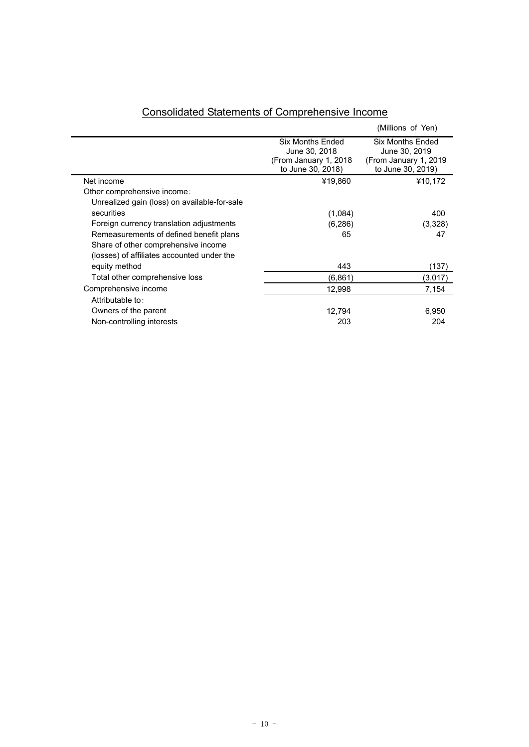## Consolidated Statements of Comprehensive Income

(Millions of Yen)

| | Six Months Ended June 30, 2018 (From January 1, 2018 to June 30, 2018) | Six Months Ended June 30, 2019 (From January 1, 2019 to June 30, 2019) |
|---|---|---|
| Net income | ¥19,860 | ¥10,172 |
| Other comprehensive income: | | |
| Unrealized gain (loss) on available-for-sale securities | (1,084) | 400 |
| Foreign currency translation adjustments | (6,286) | (3,328) |
| Remeasurements of defined benefit plans | 65 | 47 |
| Share of other comprehensive income (losses) of affiliates accounted under the equity method | 443 | (137) |
| Total other comprehensive loss | (6,861) | (3,017) |
| Comprehensive income | 12,998 | 7,154 |
| Attributable to: | | |
| Owners of the parent | 12,794 | 6,950 |
| Non-controlling interests | 203 | 204 |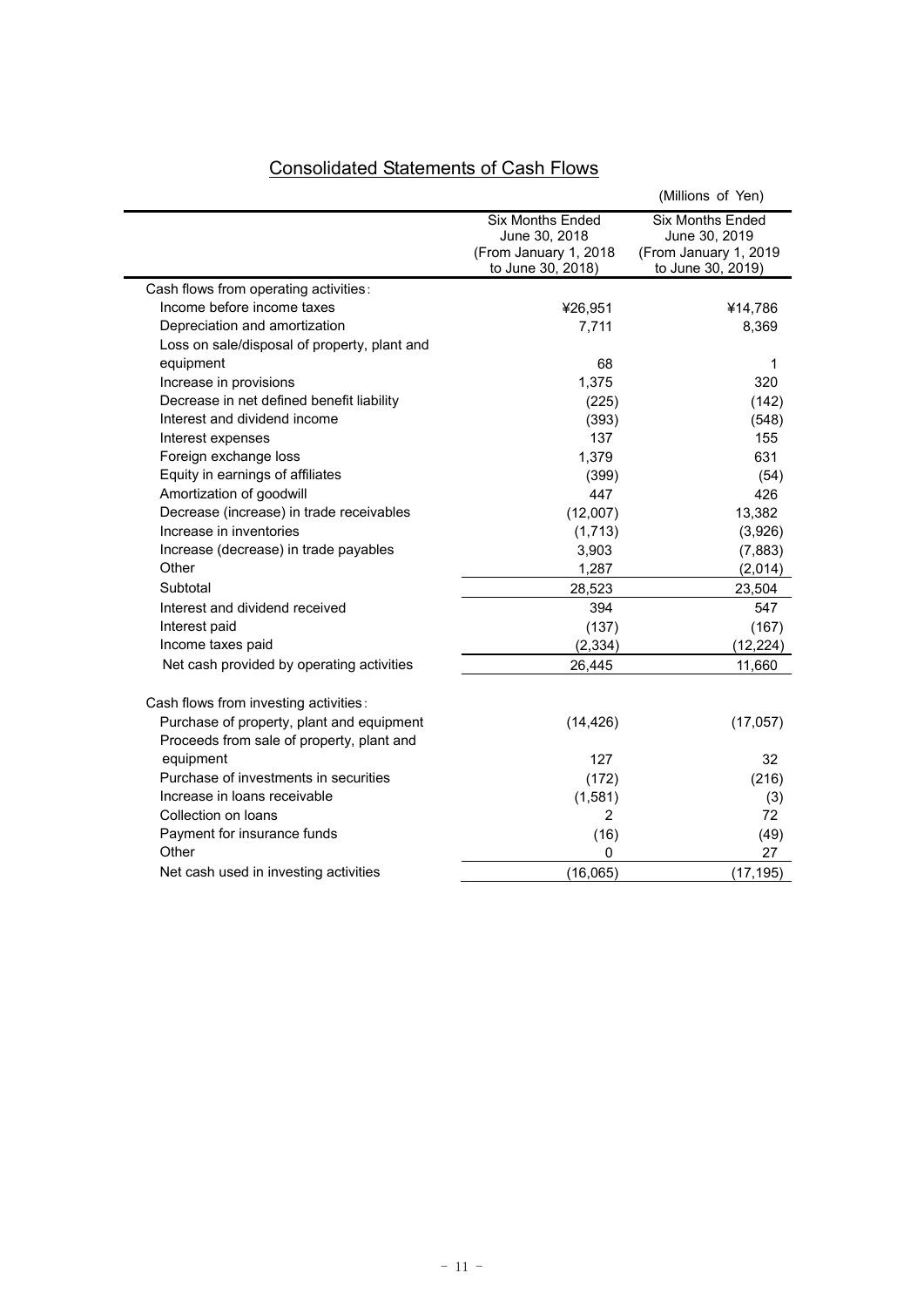# Consolidated Statements of Cash Flows

(Millions of Yen)

| | Six Months Ended June 30, 2018 (From January 1, 2018 to June 30, 2018) | Six Months Ended June 30, 2019 (From January 1, 2019 to June 30, 2019) |
|---|---|---|
| Cash flows from operating activities: | | |
| Income before income taxes | ¥26,951 | ¥14,786 |
| Depreciation and amortization | 7,711 | 8,369 |
| Loss on sale/disposal of property, plant and equipment | 68 | 1 |
| Increase in provisions | 1,375 | 320 |
| Decrease in net defined benefit liability | (225) | (142) |
| Interest and dividend income | (393) | (548) |
| Interest expenses | 137 | 155 |
| Foreign exchange loss | 1,379 | 631 |
| Equity in earnings of affiliates | (399) | (54) |
| Amortization of goodwill | 447 | 426 |
| Decrease (increase) in trade receivables | (12,007) | 13,382 |
| Increase in inventories | (1,713) | (3,926) |
| Increase (decrease) in trade payables | 3,903 | (7,883) |
| Other | 1,287 | (2,014) |
| Subtotal | 28,523 | 23,504 |
| Interest and dividend received | 394 | 547 |
| Interest paid | (137) | (167) |
| Income taxes paid | (2,334) | (12,224) |
| Net cash provided by operating activities | 26,445 | 11,660 |
| Cash flows from investing activities: | | |
| Purchase of property, plant and equipment | (14,426) | (17,057) |
| Proceeds from sale of property, plant and equipment | 127 | 32 |
| Purchase of investments in securities | (172) | (216) |
| Increase in loans receivable | (1,581) | (3) |
| Collection on loans | 2 | 72 |
| Payment for insurance funds | (16) | (49) |
| Other | 0 | 27 |
| Net cash used in investing activities | (16,065) | (17,195) |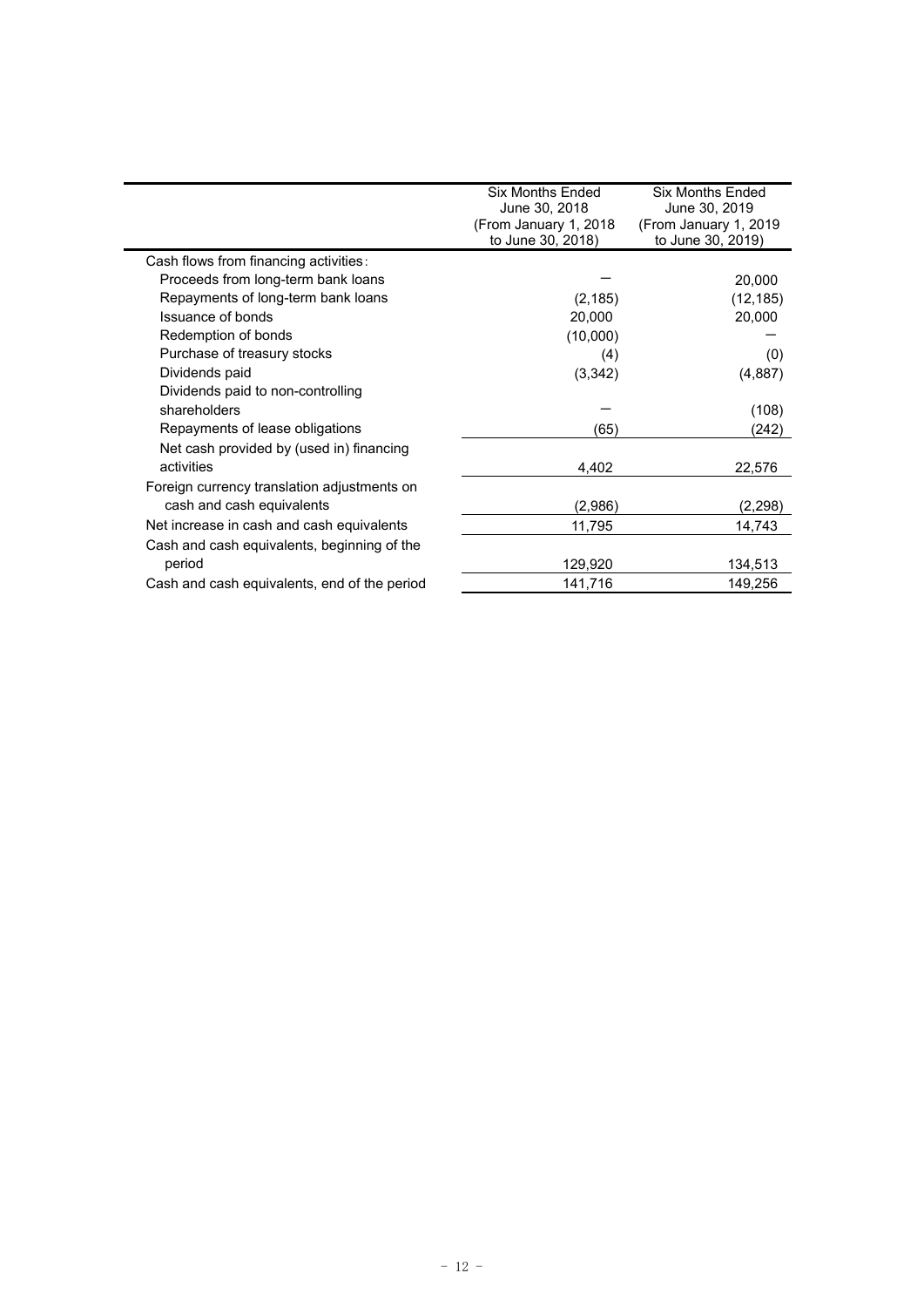| | Six Months Ended June 30, 2018 (From January 1, 2018 to June 30, 2018) | Six Months Ended June 30, 2019 (From January 1, 2019 to June 30, 2019) |
|---|---|---|
| Cash flows from financing activities: | | |
| Proceeds from long-term bank loans | ― | 20,000 |
| Repayments of long-term bank loans | (2,185) | (12,185) |
| Issuance of bonds | 20,000 | 20,000 |
| Redemption of bonds | (10,000) | ― |
| Purchase of treasury stocks | (4) | (0) |
| Dividends paid | (3,342) | (4,887) |
| Dividends paid to non-controlling shareholders | ― | (108) |
| Repayments of lease obligations | (65) | (242) |
| Net cash provided by (used in) financing activities | 4,402 | 22,576 |
| Foreign currency translation adjustments on cash and cash equivalents | (2,986) | (2,298) |
| Net increase in cash and cash equivalents | 11,795 | 14,743 |
| Cash and cash equivalents, beginning of the period | 129,920 | 134,513 |
| Cash and cash equivalents, end of the period | 141,716 | 149,256 |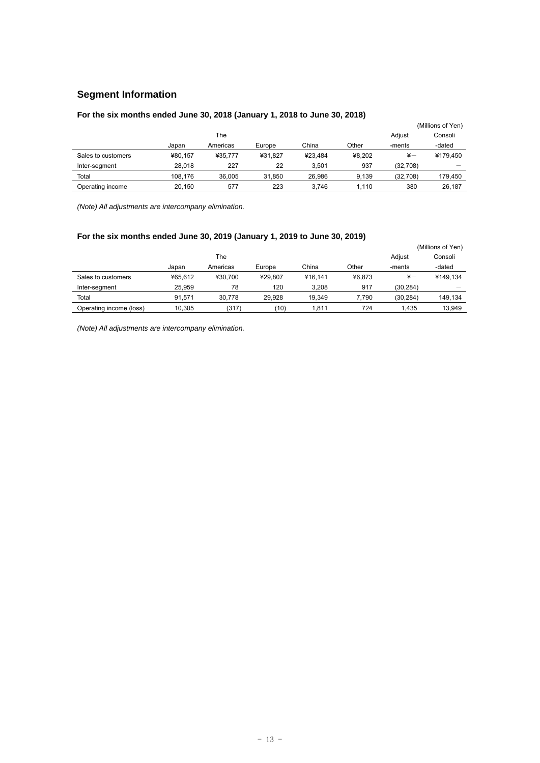## Segment Information

### For the six months ended June 30, 2018 (January 1, 2018 to June 30, 2018)

(Millions of Yen)

| | Japan | The Americas | Europe | China | Other | Adjust -ments | Consoli -dated |
|---|---|---|---|---|---|---|---|
| Sales to customers | ¥80,157 | ¥35,777 | ¥31,827 | ¥23,484 | ¥8,202 | ¥― | ¥179,450 |
| Inter-segment | 28,018 | 227 | 22 | 3,501 | 937 | (32,708) | ― |
| Total | 108,176 | 36,005 | 31,850 | 26,986 | 9,139 | (32,708) | 179,450 |
| Operating income | 20,150 | 577 | 223 | 3,746 | 1,110 | 380 | 26,187 |

*(Note) All adjustments are intercompany elimination.*

### For the six months ended June 30, 2019 (January 1, 2019 to June 30, 2019)

(Millions of Yen)

| | Japan | The Americas | Europe | China | Other | Adjust -ments | Consoli -dated |
|---|---|---|---|---|---|---|---|
| Sales to customers | ¥65,612 | ¥30,700 | ¥29,807 | ¥16,141 | ¥6,873 | ¥― | ¥149,134 |
| Inter-segment | 25,959 | 78 | 120 | 3,208 | 917 | (30,284) | ― |
| Total | 91,571 | 30,778 | 29,928 | 19,349 | 7,790 | (30,284) | 149,134 |
| Operating income (loss) | 10,305 | (317) | (10) | 1,811 | 724 | 1,435 | 13,949 |

*(Note) All adjustments are intercompany elimination.*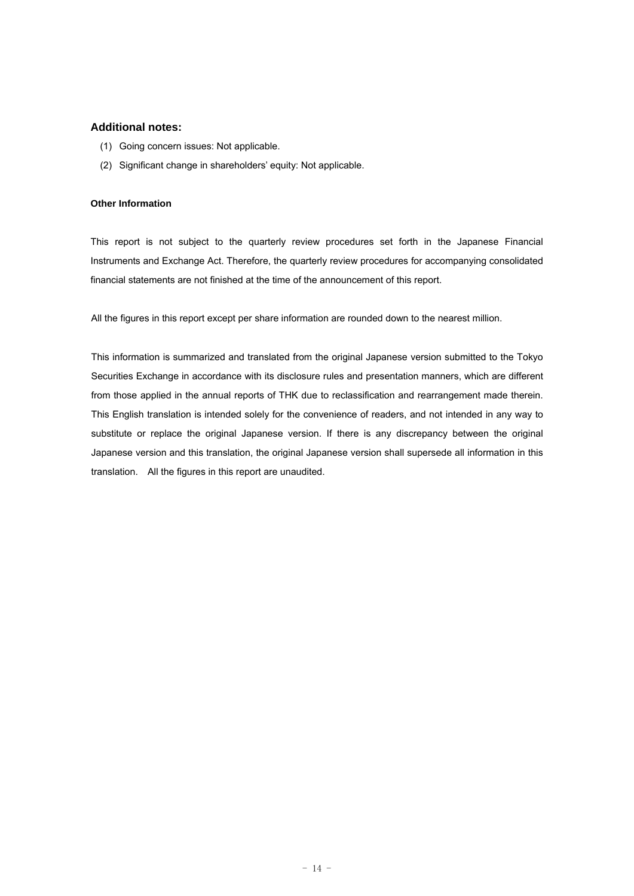## Additional notes:

(1) Going concern issues: Not applicable.

(2) Significant change in shareholders' equity: Not applicable.

### Other Information

This report is not subject to the quarterly review procedures set forth in the Japanese Financial Instruments and Exchange Act. Therefore, the quarterly review procedures for accompanying consolidated financial statements are not finished at the time of the announcement of this report.

All the figures in this report except per share information are rounded down to the nearest million.

This information is summarized and translated from the original Japanese version submitted to the Tokyo Securities Exchange in accordance with its disclosure rules and presentation manners, which are different from those applied in the annual reports of THK due to reclassification and rearrangement made therein. This English translation is intended solely for the convenience of readers, and not intended in any way to substitute or replace the original Japanese version. If there is any discrepancy between the original Japanese version and this translation, the original Japanese version shall supersede all information in this translation.　All the figures in this report are unaudited.